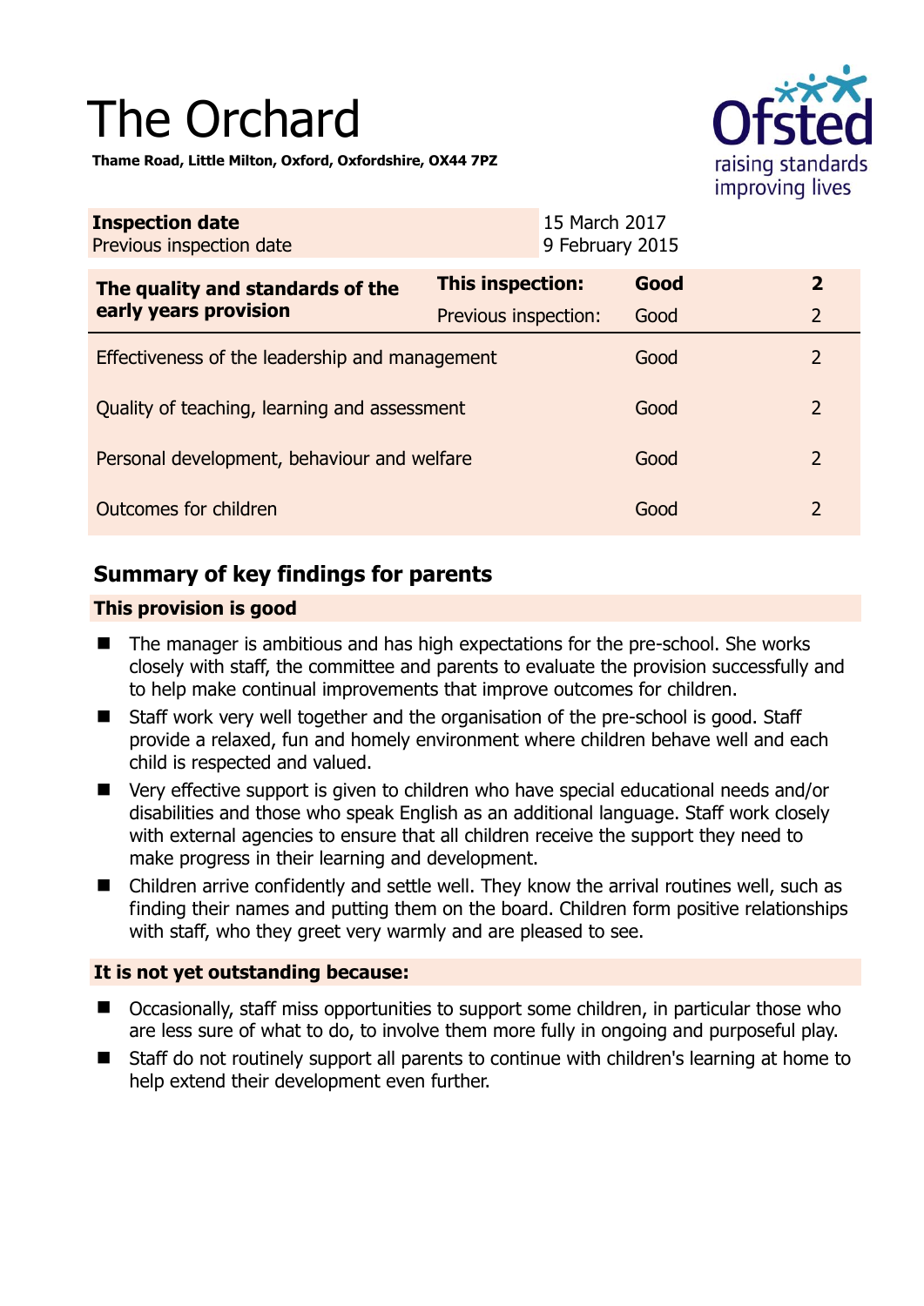# The Orchard

**Thame Road, Little Milton, Oxford, Oxfordshire, OX44 7PZ**

| **Inspection date** | 15 March 2017 |
|---|---|
| Previous inspection date | 9 February 2015 |

| **The quality and standards of the early years provision** | **This inspection:** | **Good** | **2** |
|---|---|---|---|
| | Previous inspection: | Good | 2 |
| Effectiveness of the leadership and management | | Good | 2 |
| Quality of teaching, learning and assessment | | Good | 2 |
| Personal development, behaviour and welfare | | Good | 2 |
| Outcomes for children | | Good | 2 |

## Summary of key findings for parents

**This provision is good**

- The manager is ambitious and has high expectations for the pre-school. She works closely with staff, the committee and parents to evaluate the provision successfully and to help make continual improvements that improve outcomes for children.
- Staff work very well together and the organisation of the pre-school is good. Staff provide a relaxed, fun and homely environment where children behave well and each child is respected and valued.
- Very effective support is given to children who have special educational needs and/or disabilities and those who speak English as an additional language. Staff work closely with external agencies to ensure that all children receive the support they need to make progress in their learning and development.
- Children arrive confidently and settle well. They know the arrival routines well, such as finding their names and putting them on the board. Children form positive relationships with staff, who they greet very warmly and are pleased to see.

**It is not yet outstanding because:**

- Occasionally, staff miss opportunities to support some children, in particular those who are less sure of what to do, to involve them more fully in ongoing and purposeful play.
- Staff do not routinely support all parents to continue with children's learning at home to help extend their development even further.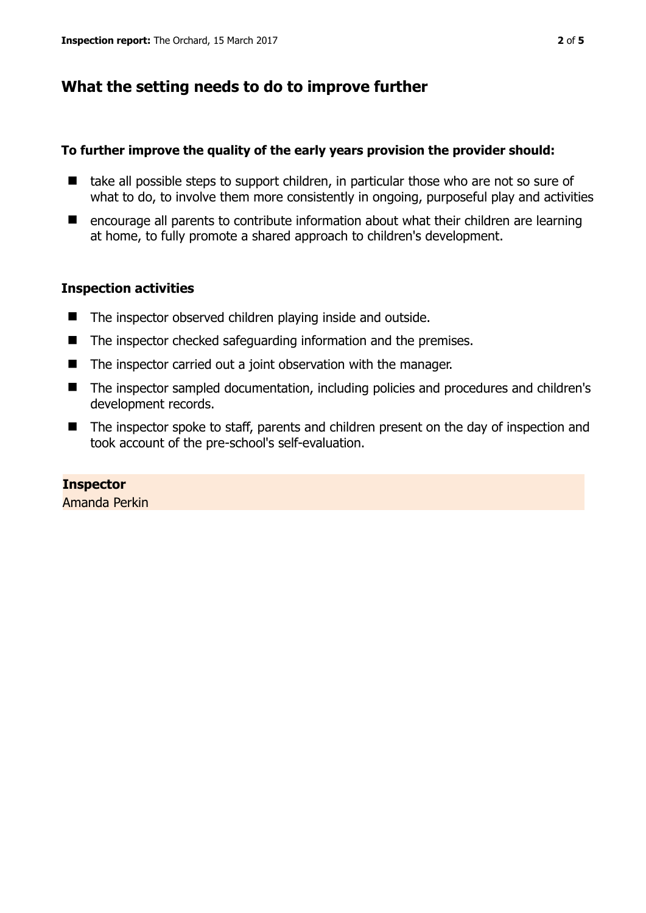## What the setting needs to do to improve further

**To further improve the quality of the early years provision the provider should:**

- take all possible steps to support children, in particular those who are not so sure of what to do, to involve them more consistently in ongoing, purposeful play and activities
- encourage all parents to contribute information about what their children are learning at home, to fully promote a shared approach to children's development.

### Inspection activities

- The inspector observed children playing inside and outside.
- The inspector checked safeguarding information and the premises.
- The inspector carried out a joint observation with the manager.
- The inspector sampled documentation, including policies and procedures and children's development records.
- The inspector spoke to staff, parents and children present on the day of inspection and took account of the pre-school's self-evaluation.

**Inspector**
Amanda Perkin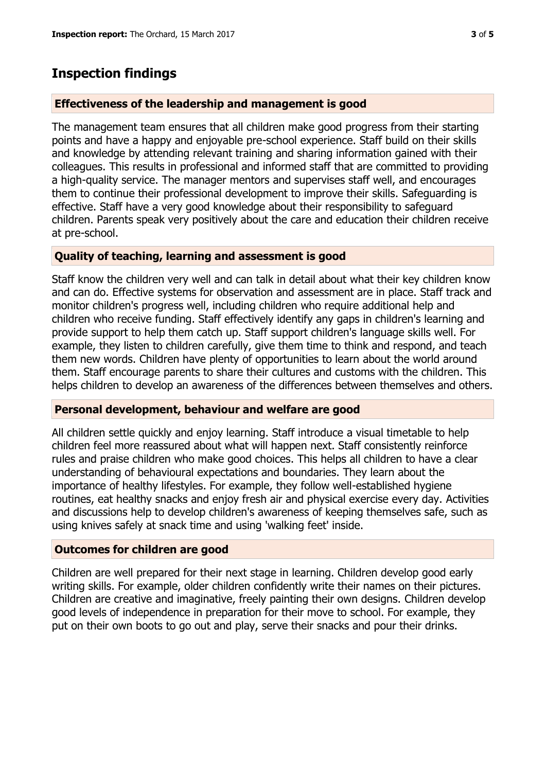# Inspection findings

### Effectiveness of the leadership and management is good

The management team ensures that all children make good progress from their starting points and have a happy and enjoyable pre-school experience. Staff build on their skills and knowledge by attending relevant training and sharing information gained with their colleagues. This results in professional and informed staff that are committed to providing a high-quality service. The manager mentors and supervises staff well, and encourages them to continue their professional development to improve their skills. Safeguarding is effective. Staff have a very good knowledge about their responsibility to safeguard children. Parents speak very positively about the care and education their children receive at pre-school.

### Quality of teaching, learning and assessment is good

Staff know the children very well and can talk in detail about what their key children know and can do. Effective systems for observation and assessment are in place. Staff track and monitor children's progress well, including children who require additional help and children who receive funding. Staff effectively identify any gaps in children's learning and provide support to help them catch up. Staff support children's language skills well. For example, they listen to children carefully, give them time to think and respond, and teach them new words. Children have plenty of opportunities to learn about the world around them. Staff encourage parents to share their cultures and customs with the children. This helps children to develop an awareness of the differences between themselves and others.

### Personal development, behaviour and welfare are good

All children settle quickly and enjoy learning. Staff introduce a visual timetable to help children feel more reassured about what will happen next. Staff consistently reinforce rules and praise children who make good choices. This helps all children to have a clear understanding of behavioural expectations and boundaries. They learn about the importance of healthy lifestyles. For example, they follow well-established hygiene routines, eat healthy snacks and enjoy fresh air and physical exercise every day. Activities and discussions help to develop children's awareness of keeping themselves safe, such as using knives safely at snack time and using 'walking feet' inside.

### Outcomes for children are good

Children are well prepared for their next stage in learning. Children develop good early writing skills. For example, older children confidently write their names on their pictures. Children are creative and imaginative, freely painting their own designs. Children develop good levels of independence in preparation for their move to school. For example, they put on their own boots to go out and play, serve their snacks and pour their drinks.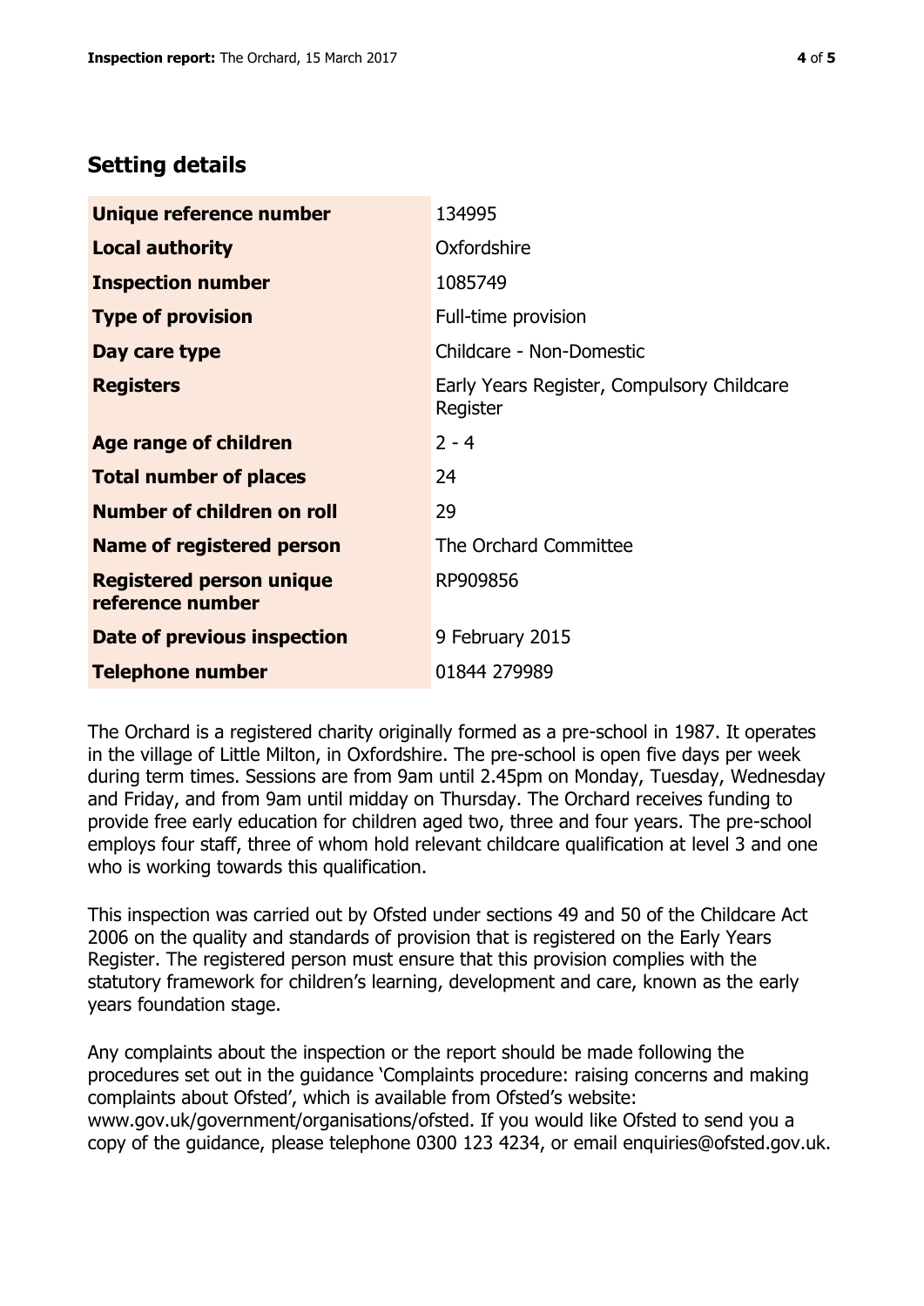## Setting details

| | |
|---|---|
| **Unique reference number** | 134995 |
| **Local authority** | Oxfordshire |
| **Inspection number** | 1085749 |
| **Type of provision** | Full-time provision |
| **Day care type** | Childcare - Non-Domestic |
| **Registers** | Early Years Register, Compulsory Childcare Register |
| **Age range of children** | 2 - 4 |
| **Total number of places** | 24 |
| **Number of children on roll** | 29 |
| **Name of registered person** | The Orchard Committee |
| **Registered person unique reference number** | RP909856 |
| **Date of previous inspection** | 9 February 2015 |
| **Telephone number** | 01844 279989 |

The Orchard is a registered charity originally formed as a pre-school in 1987. It operates in the village of Little Milton, in Oxfordshire. The pre-school is open five days per week during term times. Sessions are from 9am until 2.45pm on Monday, Tuesday, Wednesday and Friday, and from 9am until midday on Thursday. The Orchard receives funding to provide free early education for children aged two, three and four years. The pre-school employs four staff, three of whom hold relevant childcare qualification at level 3 and one who is working towards this qualification.

This inspection was carried out by Ofsted under sections 49 and 50 of the Childcare Act 2006 on the quality and standards of provision that is registered on the Early Years Register. The registered person must ensure that this provision complies with the statutory framework for children's learning, development and care, known as the early years foundation stage.

Any complaints about the inspection or the report should be made following the procedures set out in the guidance 'Complaints procedure: raising concerns and making complaints about Ofsted', which is available from Ofsted's website: www.gov.uk/government/organisations/ofsted. If you would like Ofsted to send you a copy of the guidance, please telephone 0300 123 4234, or email enquiries@ofsted.gov.uk.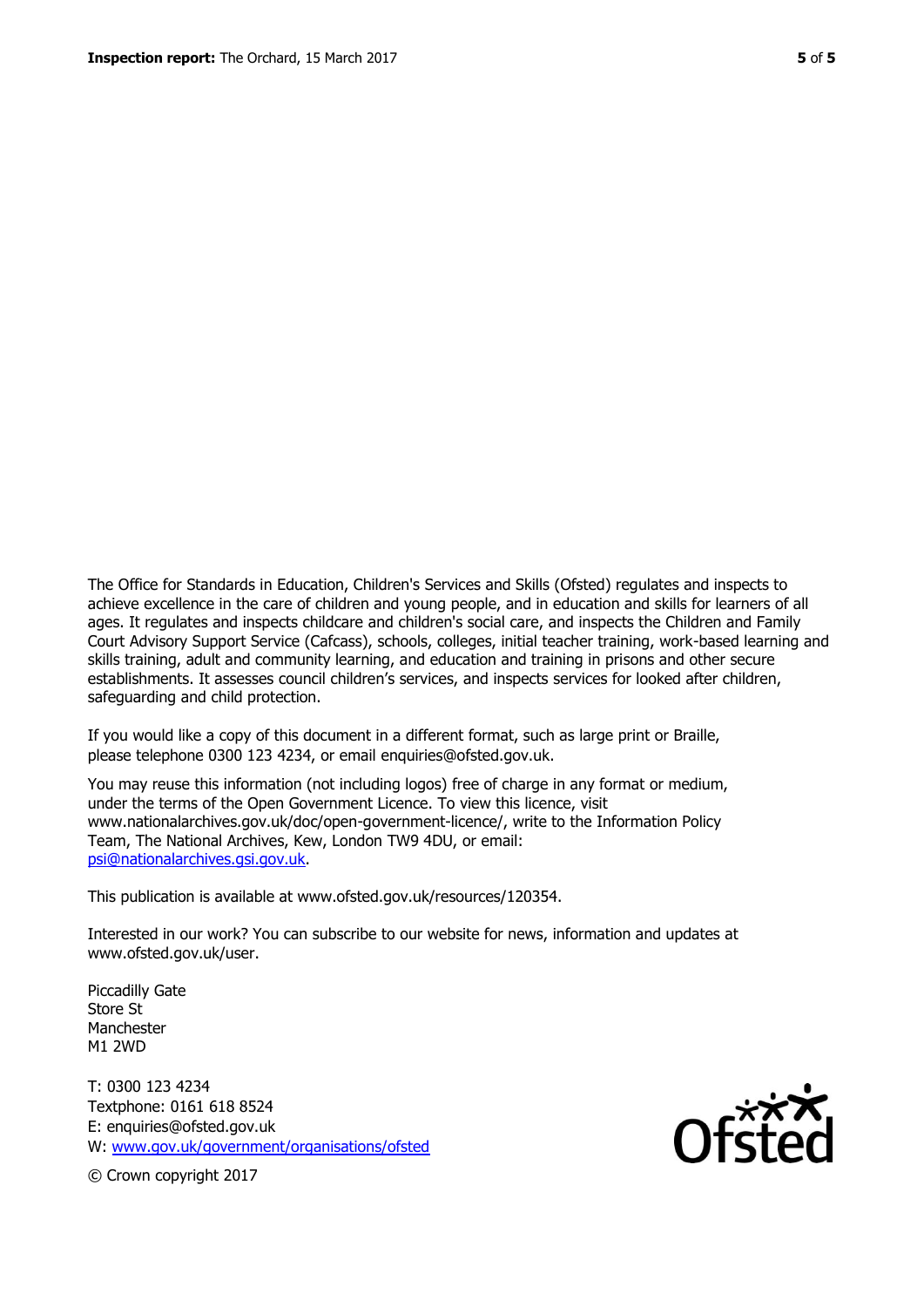The Office for Standards in Education, Children's Services and Skills (Ofsted) regulates and inspects to achieve excellence in the care of children and young people, and in education and skills for learners of all ages. It regulates and inspects childcare and children's social care, and inspects the Children and Family Court Advisory Support Service (Cafcass), schools, colleges, initial teacher training, work-based learning and skills training, adult and community learning, and education and training in prisons and other secure establishments. It assesses council children's services, and inspects services for looked after children, safeguarding and child protection.

If you would like a copy of this document in a different format, such as large print or Braille, please telephone 0300 123 4234, or email enquiries@ofsted.gov.uk.

You may reuse this information (not including logos) free of charge in any format or medium, under the terms of the Open Government Licence. To view this licence, visit www.nationalarchives.gov.uk/doc/open-government-licence/, write to the Information Policy Team, The National Archives, Kew, London TW9 4DU, or email: psi@nationalarchives.gsi.gov.uk.

This publication is available at www.ofsted.gov.uk/resources/120354.

Interested in our work? You can subscribe to our website for news, information and updates at www.ofsted.gov.uk/user.

Piccadilly Gate
Store St
Manchester
M1 2WD

T: 0300 123 4234
Textphone: 0161 618 8524
E: enquiries@ofsted.gov.uk
W: www.gov.uk/government/organisations/ofsted

© Crown copyright 2017